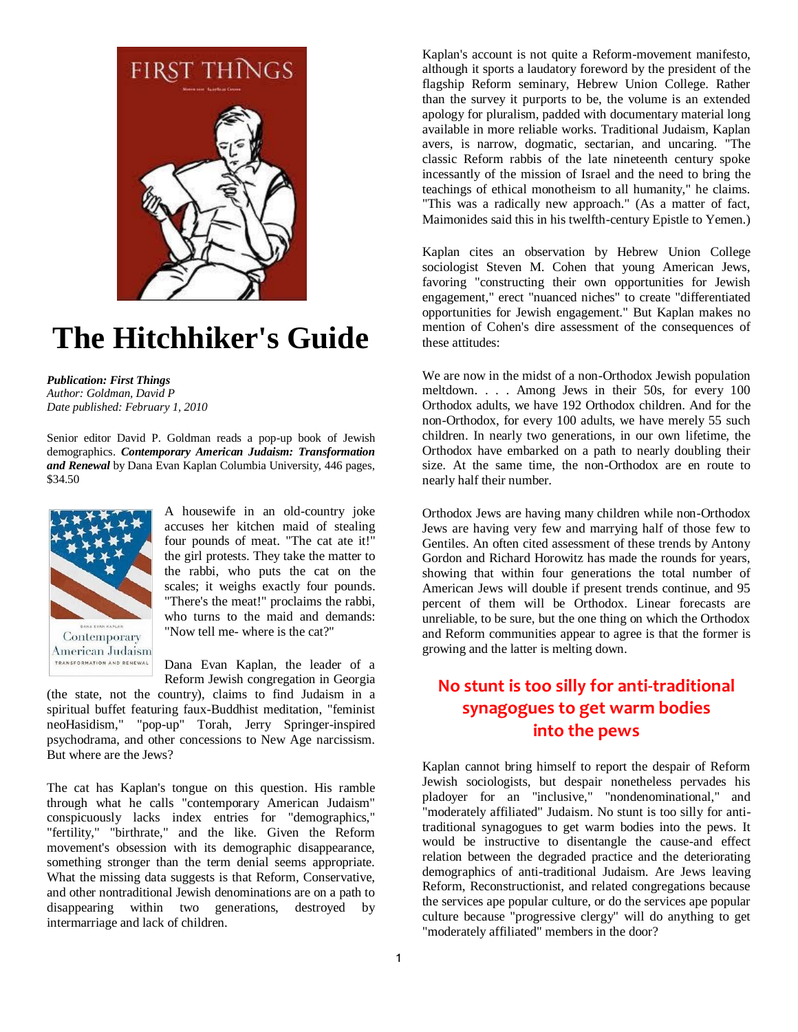# The Hitchhiker's Guide

***Publication: First Things***
*Author: Goldman, David P*
*Date published: February 1, 2010*

Senior editor David P. Goldman reads a pop-up book of Jewish demographics. ***Contemporary American Judaism: Transformation and Renewal*** by Dana Evan Kaplan Columbia University, 446 pages, $34.50

A housewife in an old-country joke accuses her kitchen maid of stealing four pounds of meat. "The cat ate it!" the girl protests. They take the matter to the rabbi, who puts the cat on the scales; it weighs exactly four pounds. "There's the meat!" proclaims the rabbi, who turns to the maid and demands: "Now tell me- where is the cat?"

Dana Evan Kaplan, the leader of a Reform Jewish congregation in Georgia (the state, not the country), claims to find Judaism in a spiritual buffet featuring faux-Buddhist meditation, "feminist neoHasidism," "pop-up" Torah, Jerry Springer-inspired psychodrama, and other concessions to New Age narcissism. But where are the Jews?

The cat has Kaplan's tongue on this question. His ramble through what he calls "contemporary American Judaism" conspicuously lacks index entries for "demographics," "fertility," "birthrate," and the like. Given the Reform movement's obsession with its demographic disappearance, something stronger than the term denial seems appropriate. What the missing data suggests is that Reform, Conservative, and other nontraditional Jewish denominations are on a path to disappearing within two generations, destroyed by intermarriage and lack of children.

Kaplan's account is not quite a Reform-movement manifesto, although it sports a laudatory foreword by the president of the flagship Reform seminary, Hebrew Union College. Rather than the survey it purports to be, the volume is an extended apology for pluralism, padded with documentary material long available in more reliable works. Traditional Judaism, Kaplan avers, is narrow, dogmatic, sectarian, and uncaring. "The classic Reform rabbis of the late nineteenth century spoke incessantly of the mission of Israel and the need to bring the teachings of ethical monotheism to all humanity," he claims. "This was a radically new approach." (As a matter of fact, Maimonides said this in his twelfth-century Epistle to Yemen.)

Kaplan cites an observation by Hebrew Union College sociologist Steven M. Cohen that young American Jews, favoring "constructing their own opportunities for Jewish engagement," erect "nuanced niches" to create "differentiated opportunities for Jewish engagement." But Kaplan makes no mention of Cohen's dire assessment of the consequences of these attitudes:

We are now in the midst of a non-Orthodox Jewish population meltdown. . . . Among Jews in their 50s, for every 100 Orthodox adults, we have 192 Orthodox children. And for the non-Orthodox, for every 100 adults, we have merely 55 such children. In nearly two generations, in our own lifetime, the Orthodox have embarked on a path to nearly doubling their size. At the same time, the non-Orthodox are en route to nearly half their number.

Orthodox Jews are having many children while non-Orthodox Jews are having very few and marrying half of those few to Gentiles. An often cited assessment of these trends by Antony Gordon and Richard Horowitz has made the rounds for years, showing that within four generations the total number of American Jews will double if present trends continue, and 95 percent of them will be Orthodox. Linear forecasts are unreliable, to be sure, but the one thing on which the Orthodox and Reform communities appear to agree is that the former is growing and the latter is melting down.

## No stunt is too silly for anti-traditional synagogues to get warm bodies into the pews

Kaplan cannot bring himself to report the despair of Reform Jewish sociologists, but despair nonetheless pervades his pladoyer for an "inclusive," "nondenominational," and "moderately affiliated" Judaism. No stunt is too silly for anti-traditional synagogues to get warm bodies into the pews. It would be instructive to disentangle the cause-and effect relation between the degraded practice and the deteriorating demographics of anti-traditional Judaism. Are Jews leaving Reform, Reconstructionist, and related congregations because the services ape popular culture, or do the services ape popular culture because "progressive clergy" will do anything to get "moderately affiliated" members in the door?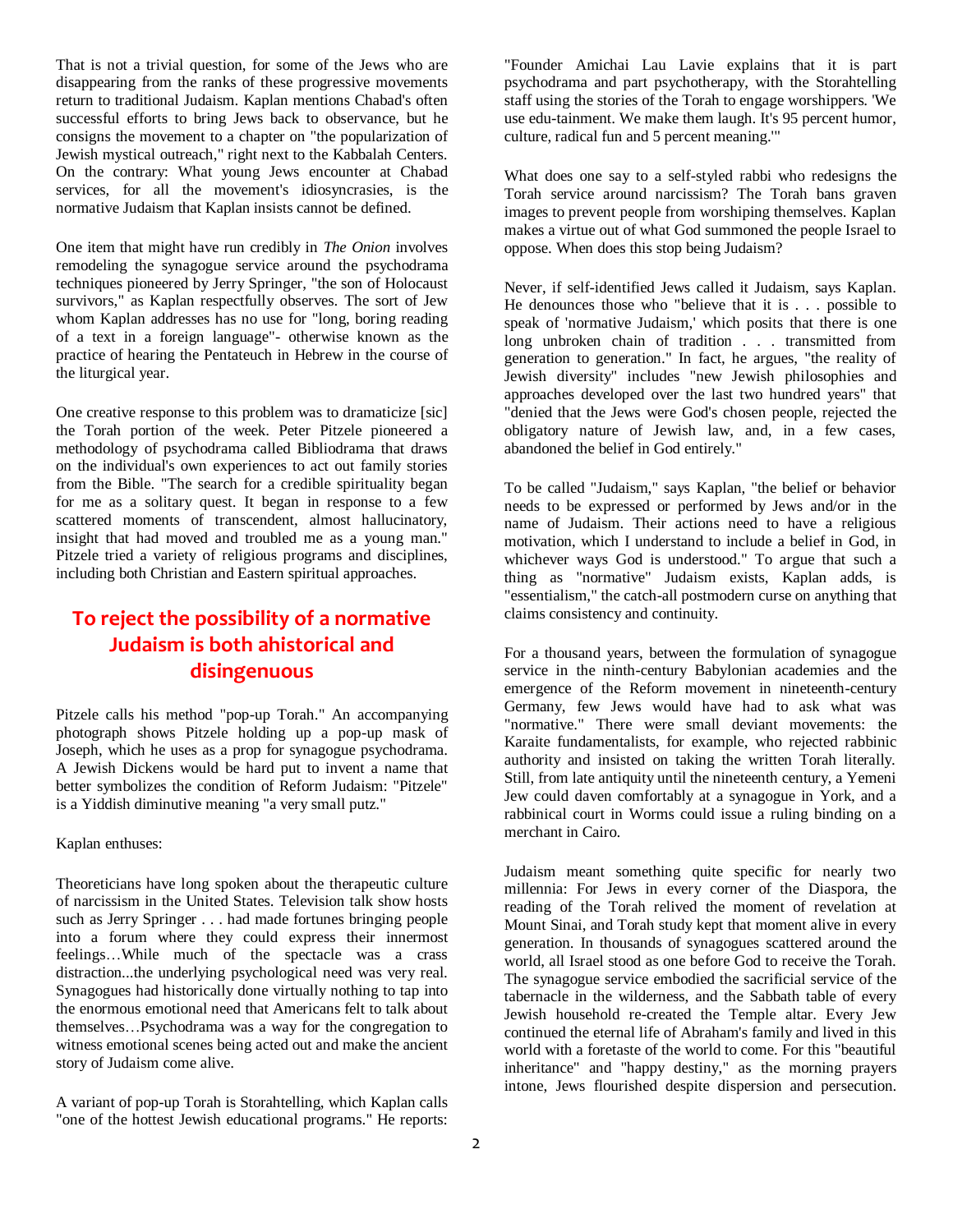That is not a trivial question, for some of the Jews who are disappearing from the ranks of these progressive movements return to traditional Judaism. Kaplan mentions Chabad's often successful efforts to bring Jews back to observance, but he consigns the movement to a chapter on "the popularization of Jewish mystical outreach," right next to the Kabbalah Centers. On the contrary: What young Jews encounter at Chabad services, for all the movement's idiosyncrasies, is the normative Judaism that Kaplan insists cannot be defined.

One item that might have run credibly in *The Onion* involves remodeling the synagogue service around the psychodrama techniques pioneered by Jerry Springer, "the son of Holocaust survivors," as Kaplan respectfully observes. The sort of Jew whom Kaplan addresses has no use for "long, boring reading of a text in a foreign language"- otherwise known as the practice of hearing the Pentateuch in Hebrew in the course of the liturgical year.

One creative response to this problem was to dramaticize [sic] the Torah portion of the week. Peter Pitzele pioneered a methodology of psychodrama called Bibliodrama that draws on the individual's own experiences to act out family stories from the Bible. "The search for a credible spirituality began for me as a solitary quest. It began in response to a few scattered moments of transcendent, almost hallucinatory, insight that had moved and troubled me as a young man." Pitzele tried a variety of religious programs and disciplines, including both Christian and Eastern spiritual approaches.

## To reject the possibility of a normative Judaism is both ahistorical and disingenuous

Pitzele calls his method "pop-up Torah." An accompanying photograph shows Pitzele holding up a pop-up mask of Joseph, which he uses as a prop for synagogue psychodrama. A Jewish Dickens would be hard put to invent a name that better symbolizes the condition of Reform Judaism: "Pitzele" is a Yiddish diminutive meaning "a very small putz."

Kaplan enthuses:

Theoreticians have long spoken about the therapeutic culture of narcissism in the United States. Television talk show hosts such as Jerry Springer . . . had made fortunes bringing people into a forum where they could express their innermost feelings…While much of the spectacle was a crass distraction...the underlying psychological need was very real. Synagogues had historically done virtually nothing to tap into the enormous emotional need that Americans felt to talk about themselves…Psychodrama was a way for the congregation to witness emotional scenes being acted out and make the ancient story of Judaism come alive.

A variant of pop-up Torah is Storahtelling, which Kaplan calls "one of the hottest Jewish educational programs." He reports: "Founder Amichai Lau Lavie explains that it is part psychodrama and part psychotherapy, with the Storahtelling staff using the stories of the Torah to engage worshippers. 'We use edu-tainment. We make them laugh. It's 95 percent humor, culture, radical fun and 5 percent meaning.'"

What does one say to a self-styled rabbi who redesigns the Torah service around narcissism? The Torah bans graven images to prevent people from worshiping themselves. Kaplan makes a virtue out of what God summoned the people Israel to oppose. When does this stop being Judaism?

Never, if self-identified Jews called it Judaism, says Kaplan. He denounces those who "believe that it is . . . possible to speak of 'normative Judaism,' which posits that there is one long unbroken chain of tradition . . . transmitted from generation to generation." In fact, he argues, "the reality of Jewish diversity" includes "new Jewish philosophies and approaches developed over the last two hundred years" that "denied that the Jews were God's chosen people, rejected the obligatory nature of Jewish law, and, in a few cases, abandoned the belief in God entirely."

To be called "Judaism," says Kaplan, "the belief or behavior needs to be expressed or performed by Jews and/or in the name of Judaism. Their actions need to have a religious motivation, which I understand to include a belief in God, in whichever ways God is understood." To argue that such a thing as "normative" Judaism exists, Kaplan adds, is "essentialism," the catch-all postmodern curse on anything that claims consistency and continuity.

For a thousand years, between the formulation of synagogue service in the ninth-century Babylonian academies and the emergence of the Reform movement in nineteenth-century Germany, few Jews would have had to ask what was "normative." There were small deviant movements: the Karaite fundamentalists, for example, who rejected rabbinic authority and insisted on taking the written Torah literally. Still, from late antiquity until the nineteenth century, a Yemeni Jew could daven comfortably at a synagogue in York, and a rabbinical court in Worms could issue a ruling binding on a merchant in Cairo.

Judaism meant something quite specific for nearly two millennia: For Jews in every corner of the Diaspora, the reading of the Torah relived the moment of revelation at Mount Sinai, and Torah study kept that moment alive in every generation. In thousands of synagogues scattered around the world, all Israel stood as one before God to receive the Torah. The synagogue service embodied the sacrificial service of the tabernacle in the wilderness, and the Sabbath table of every Jewish household re-created the Temple altar. Every Jew continued the eternal life of Abraham's family and lived in this world with a foretaste of the world to come. For this "beautiful inheritance" and "happy destiny," as the morning prayers intone, Jews flourished despite dispersion and persecution.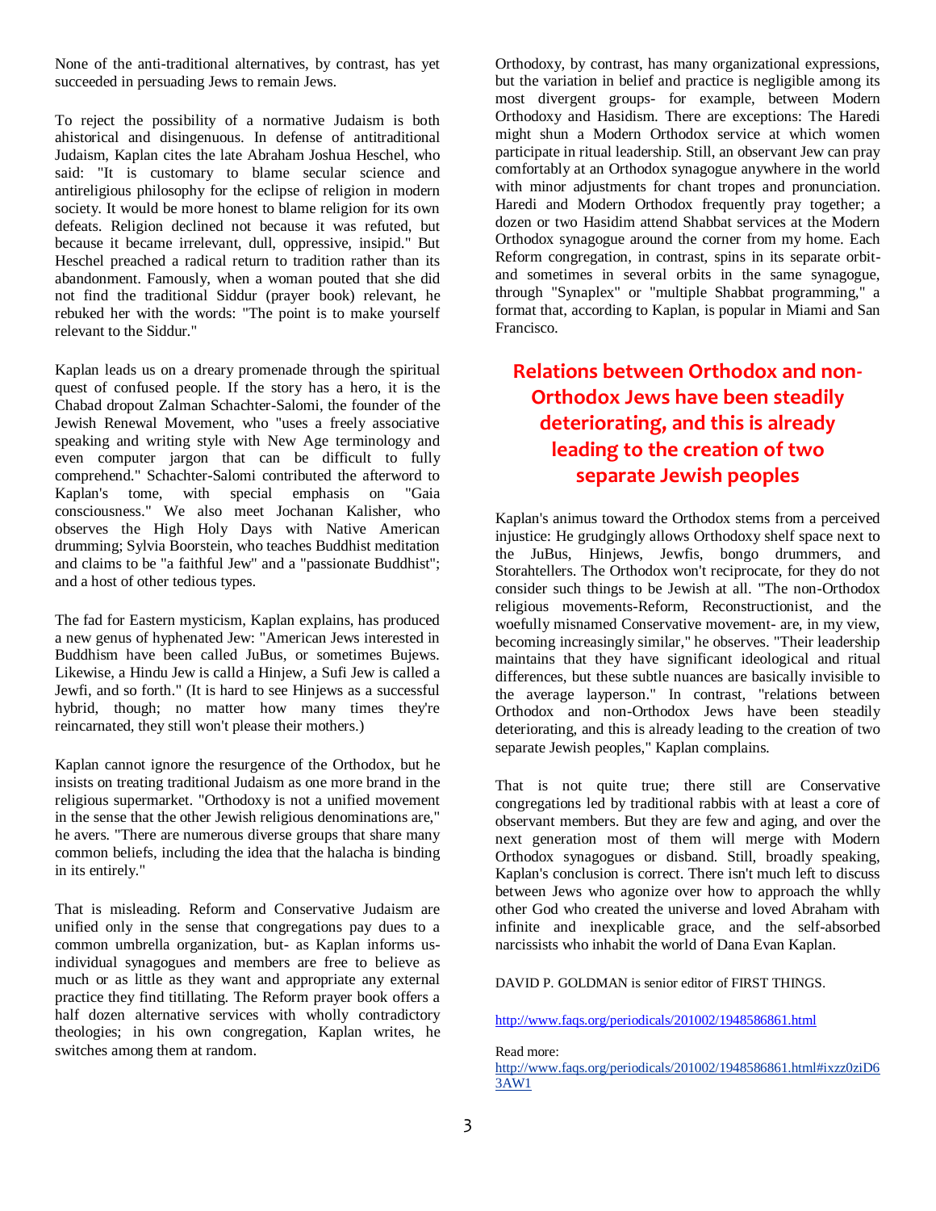None of the anti-traditional alternatives, by contrast, has yet succeeded in persuading Jews to remain Jews.

To reject the possibility of a normative Judaism is both ahistorical and disingenuous. In defense of antitraditional Judaism, Kaplan cites the late Abraham Joshua Heschel, who said: "It is customary to blame secular science and antireligious philosophy for the eclipse of religion in modern society. It would be more honest to blame religion for its own defeats. Religion declined not because it was refuted, but because it became irrelevant, dull, oppressive, insipid." But Heschel preached a radical return to tradition rather than its abandonment. Famously, when a woman pouted that she did not find the traditional Siddur (prayer book) relevant, he rebuked her with the words: "The point is to make yourself relevant to the Siddur."

Kaplan leads us on a dreary promenade through the spiritual quest of confused people. If the story has a hero, it is the Chabad dropout Zalman Schachter-Salomi, the founder of the Jewish Renewal Movement, who "uses a freely associative speaking and writing style with New Age terminology and even computer jargon that can be difficult to fully comprehend." Schachter-Salomi contributed the afterword to Kaplan's tome, with special emphasis on "Gaia consciousness." We also meet Jochanan Kalisher, who observes the High Holy Days with Native American drumming; Sylvia Boorstein, who teaches Buddhist meditation and claims to be "a faithful Jew" and a "passionate Buddhist"; and a host of other tedious types.

The fad for Eastern mysticism, Kaplan explains, has produced a new genus of hyphenated Jew: "American Jews interested in Buddhism have been called JuBus, or sometimes Bujews. Likewise, a Hindu Jew is calld a Hinjew, a Sufi Jew is called a Jewfi, and so forth." (It is hard to see Hinjews as a successful hybrid, though; no matter how many times they're reincarnated, they still won't please their mothers.)

Kaplan cannot ignore the resurgence of the Orthodox, but he insists on treating traditional Judaism as one more brand in the religious supermarket. "Orthodoxy is not a unified movement in the sense that the other Jewish religious denominations are," he avers. "There are numerous diverse groups that share many common beliefs, including the idea that the halacha is binding in its entirely."

That is misleading. Reform and Conservative Judaism are unified only in the sense that congregations pay dues to a common umbrella organization, but- as Kaplan informs us- individual synagogues and members are free to believe as much or as little as they want and appropriate any external practice they find titillating. The Reform prayer book offers a half dozen alternative services with wholly contradictory theologies; in his own congregation, Kaplan writes, he switches among them at random.

Orthodoxy, by contrast, has many organizational expressions, but the variation in belief and practice is negligible among its most divergent groups- for example, between Modern Orthodoxy and Hasidism. There are exceptions: The Haredi might shun a Modern Orthodox service at which women participate in ritual leadership. Still, an observant Jew can pray comfortably at an Orthodox synagogue anywhere in the world with minor adjustments for chant tropes and pronunciation. Haredi and Modern Orthodox frequently pray together; a dozen or two Hasidim attend Shabbat services at the Modern Orthodox synagogue around the corner from my home. Each Reform congregation, in contrast, spins in its separate orbit- and sometimes in several orbits in the same synagogue, through "Synaplex" or "multiple Shabbat programming," a format that, according to Kaplan, is popular in Miami and San Francisco.

**Relations between Orthodox and non-Orthodox Jews have been steadily deteriorating, and this is already leading to the creation of two separate Jewish peoples**

Kaplan's animus toward the Orthodox stems from a perceived injustice: He grudgingly allows Orthodoxy shelf space next to the JuBus, Hinjews, Jewfis, bongo drummers, and Storahtellers. The Orthodox won't reciprocate, for they do not consider such things to be Jewish at all. "The non-Orthodox religious movements-Reform, Reconstructionist, and the woefully misnamed Conservative movement- are, in my view, becoming increasingly similar," he observes. "Their leadership maintains that they have significant ideological and ritual differences, but these subtle nuances are basically invisible to the average layperson." In contrast, "relations between Orthodox and non-Orthodox Jews have been steadily deteriorating, and this is already leading to the creation of two separate Jewish peoples," Kaplan complains.

That is not quite true; there still are Conservative congregations led by traditional rabbis with at least a core of observant members. But they are few and aging, and over the next generation most of them will merge with Modern Orthodox synagogues or disband. Still, broadly speaking, Kaplan's conclusion is correct. There isn't much left to discuss between Jews who agonize over how to approach the whlly other God who created the universe and loved Abraham with infinite and inexplicable grace, and the self-absorbed narcissists who inhabit the world of Dana Evan Kaplan.

DAVID P. GOLDMAN is senior editor of FIRST THINGS.

http://www.faqs.org/periodicals/201002/1948586861.html

Read more: http://www.faqs.org/periodicals/201002/1948586861.html#ixzz0ziD63AW1